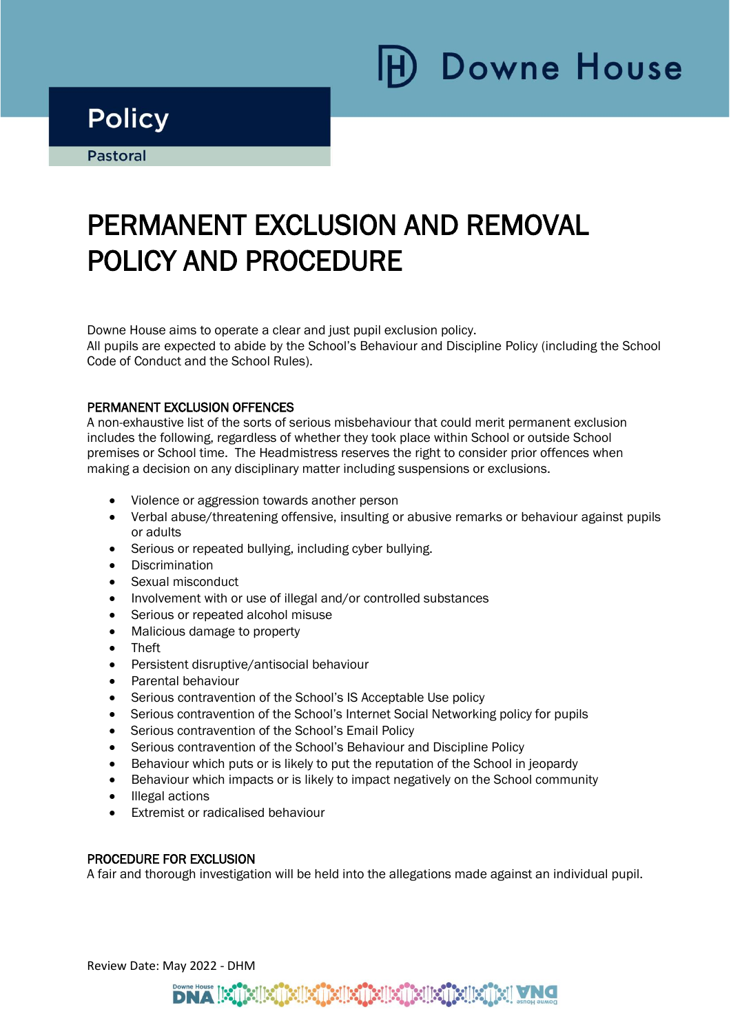Policy

Pastoral

# PERMANENT EXCLUSION AND REMOVAL POLICY AND PROCEDURE

Downe House aims to operate a clear and just pupil exclusion policy.
All pupils are expected to abide by the School's Behaviour and Discipline Policy (including the School Code of Conduct and the School Rules).

## PERMANENT EXCLUSION OFFENCES

A non-exhaustive list of the sorts of serious misbehaviour that could merit permanent exclusion includes the following, regardless of whether they took place within School or outside School premises or School time. The Headmistress reserves the right to consider prior offences when making a decision on any disciplinary matter including suspensions or exclusions.

- Violence or aggression towards another person
- Verbal abuse/threatening offensive, insulting or abusive remarks or behaviour against pupils or adults
- Serious or repeated bullying, including cyber bullying.
- Discrimination
- Sexual misconduct
- Involvement with or use of illegal and/or controlled substances
- Serious or repeated alcohol misuse
- Malicious damage to property
- Theft
- Persistent disruptive/antisocial behaviour
- Parental behaviour
- Serious contravention of the School's IS Acceptable Use policy
- Serious contravention of the School's Internet Social Networking policy for pupils
- Serious contravention of the School's Email Policy
- Serious contravention of the School's Behaviour and Discipline Policy
- Behaviour which puts or is likely to put the reputation of the School in jeopardy
- Behaviour which impacts or is likely to impact negatively on the School community
- Illegal actions
- Extremist or radicalised behaviour

## PROCEDURE FOR EXCLUSION

A fair and thorough investigation will be held into the allegations made against an individual pupil.

Review Date: May 2022 - DHM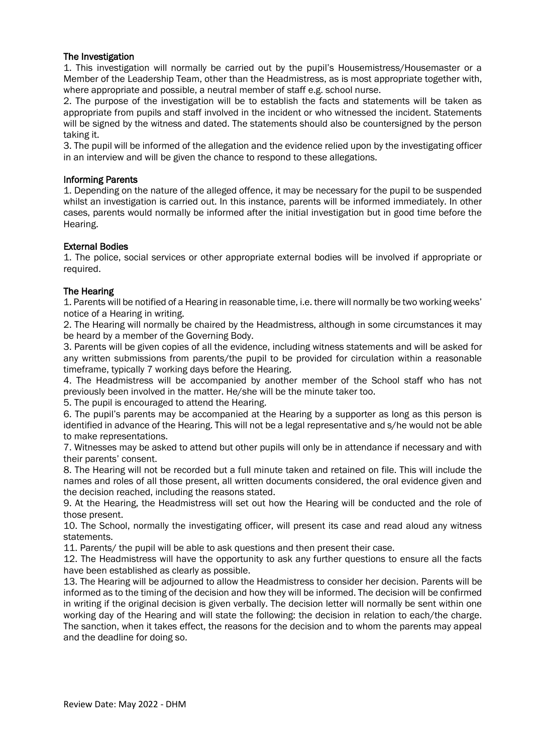### The Investigation

1. This investigation will normally be carried out by the pupil's Housemistress/Housemaster or a Member of the Leadership Team, other than the Headmistress, as is most appropriate together with, where appropriate and possible, a neutral member of staff e.g. school nurse.
2. The purpose of the investigation will be to establish the facts and statements will be taken as appropriate from pupils and staff involved in the incident or who witnessed the incident. Statements will be signed by the witness and dated. The statements should also be countersigned by the person taking it.
3. The pupil will be informed of the allegation and the evidence relied upon by the investigating officer in an interview and will be given the chance to respond to these allegations.

### Informing Parents

1. Depending on the nature of the alleged offence, it may be necessary for the pupil to be suspended whilst an investigation is carried out. In this instance, parents will be informed immediately. In other cases, parents would normally be informed after the initial investigation but in good time before the Hearing.

### External Bodies

1. The police, social services or other appropriate external bodies will be involved if appropriate or required.

### The Hearing

1. Parents will be notified of a Hearing in reasonable time, i.e. there will normally be two working weeks' notice of a Hearing in writing.
2. The Hearing will normally be chaired by the Headmistress, although in some circumstances it may be heard by a member of the Governing Body.
3. Parents will be given copies of all the evidence, including witness statements and will be asked for any written submissions from parents/the pupil to be provided for circulation within a reasonable timeframe, typically 7 working days before the Hearing.
4. The Headmistress will be accompanied by another member of the School staff who has not previously been involved in the matter. He/she will be the minute taker too.
5. The pupil is encouraged to attend the Hearing.
6. The pupil's parents may be accompanied at the Hearing by a supporter as long as this person is identified in advance of the Hearing. This will not be a legal representative and s/he would not be able to make representations.
7. Witnesses may be asked to attend but other pupils will only be in attendance if necessary and with their parents' consent.
8. The Hearing will not be recorded but a full minute taken and retained on file. This will include the names and roles of all those present, all written documents considered, the oral evidence given and the decision reached, including the reasons stated.
9. At the Hearing, the Headmistress will set out how the Hearing will be conducted and the role of those present.
10. The School, normally the investigating officer, will present its case and read aloud any witness statements.
11. Parents/ the pupil will be able to ask questions and then present their case.
12. The Headmistress will have the opportunity to ask any further questions to ensure all the facts have been established as clearly as possible.
13. The Hearing will be adjourned to allow the Headmistress to consider her decision. Parents will be informed as to the timing of the decision and how they will be informed. The decision will be confirmed in writing if the original decision is given verbally. The decision letter will normally be sent within one working day of the Hearing and will state the following: the decision in relation to each/the charge. The sanction, when it takes effect, the reasons for the decision and to whom the parents may appeal and the deadline for doing so.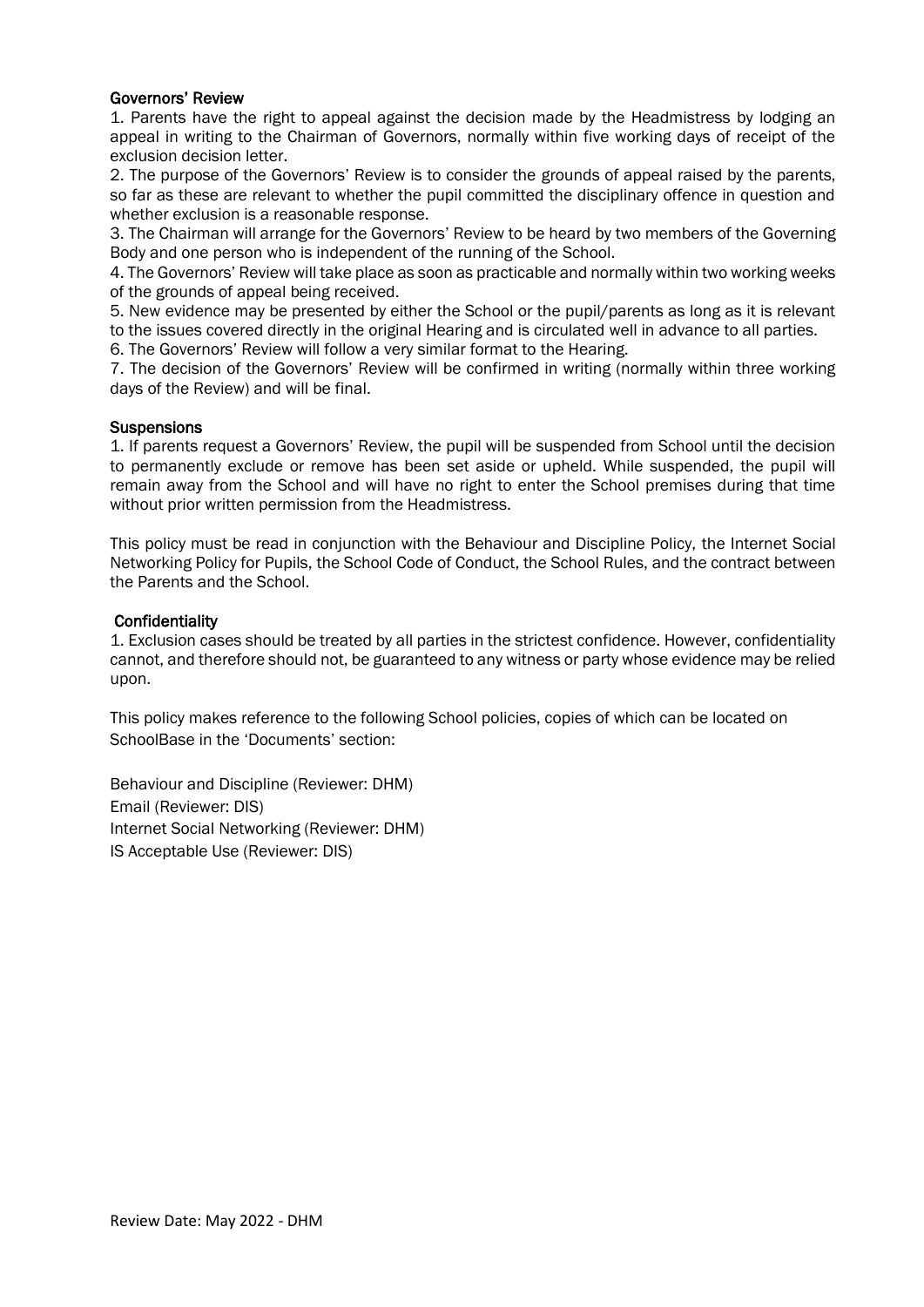### Governors' Review

1. Parents have the right to appeal against the decision made by the Headmistress by lodging an appeal in writing to the Chairman of Governors, normally within five working days of receipt of the exclusion decision letter.
2. The purpose of the Governors' Review is to consider the grounds of appeal raised by the parents, so far as these are relevant to whether the pupil committed the disciplinary offence in question and whether exclusion is a reasonable response.
3. The Chairman will arrange for the Governors' Review to be heard by two members of the Governing Body and one person who is independent of the running of the School.
4. The Governors' Review will take place as soon as practicable and normally within two working weeks of the grounds of appeal being received.
5. New evidence may be presented by either the School or the pupil/parents as long as it is relevant to the issues covered directly in the original Hearing and is circulated well in advance to all parties.
6. The Governors' Review will follow a very similar format to the Hearing.
7. The decision of the Governors' Review will be confirmed in writing (normally within three working days of the Review) and will be final.

### Suspensions

1. If parents request a Governors' Review, the pupil will be suspended from School until the decision to permanently exclude or remove has been set aside or upheld. While suspended, the pupil will remain away from the School and will have no right to enter the School premises during that time without prior written permission from the Headmistress.

This policy must be read in conjunction with the Behaviour and Discipline Policy, the Internet Social Networking Policy for Pupils, the School Code of Conduct, the School Rules, and the contract between the Parents and the School.

### Confidentiality

1. Exclusion cases should be treated by all parties in the strictest confidence. However, confidentiality cannot, and therefore should not, be guaranteed to any witness or party whose evidence may be relied upon.

This policy makes reference to the following School policies, copies of which can be located on SchoolBase in the 'Documents' section:

Behaviour and Discipline (Reviewer: DHM)
Email (Reviewer: DIS)
Internet Social Networking (Reviewer: DHM)
IS Acceptable Use (Reviewer: DIS)

Review Date: May 2022 - DHM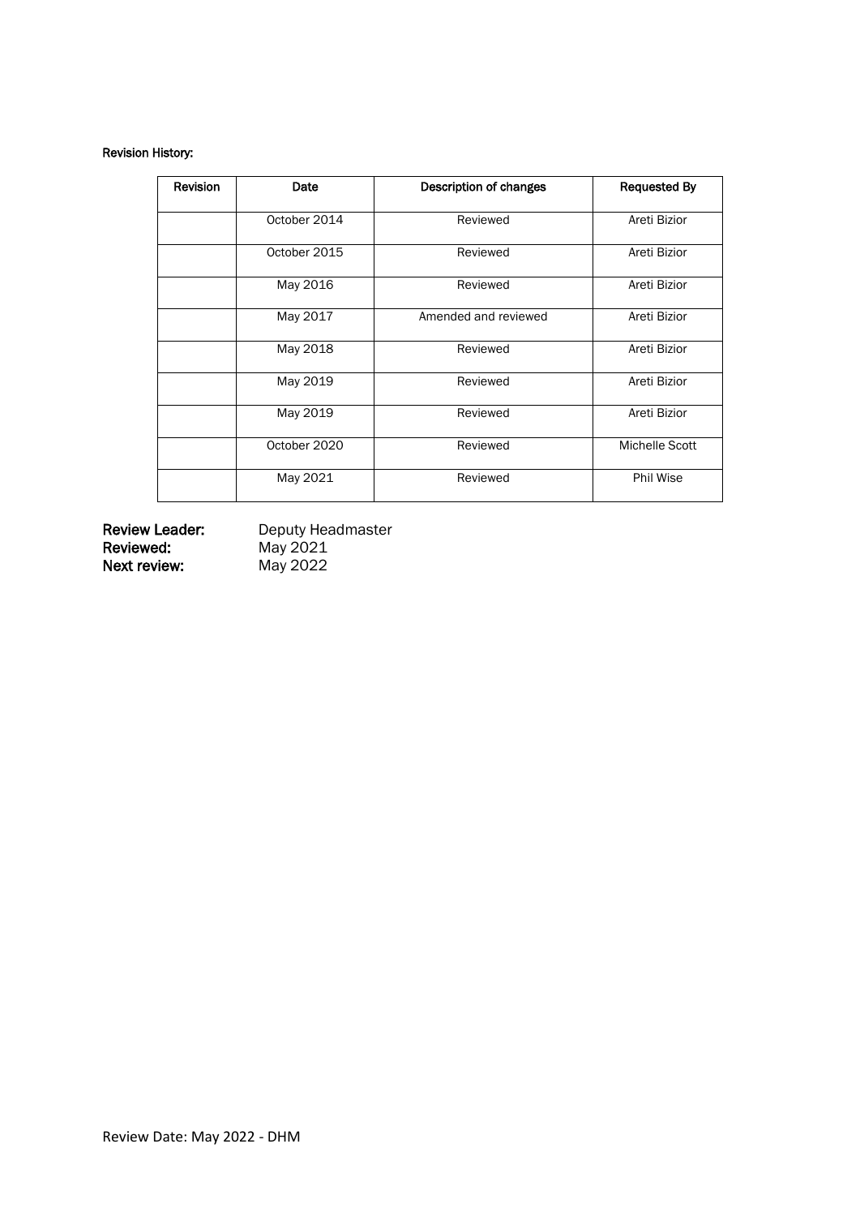Revision History:

| Revision | Date | Description of changes | Requested By |
|---|---|---|---|
| | October 2014 | Reviewed | Areti Bizior |
| | October 2015 | Reviewed | Areti Bizior |
| | May 2016 | Reviewed | Areti Bizior |
| | May 2017 | Amended and reviewed | Areti Bizior |
| | May 2018 | Reviewed | Areti Bizior |
| | May 2019 | Reviewed | Areti Bizior |
| | May 2019 | Reviewed | Areti Bizior |
| | October 2020 | Reviewed | Michelle Scott |
| | May 2021 | Reviewed | Phil Wise |

**Review Leader:** Deputy Headmaster
**Reviewed:** May 2021
**Next review:** May 2022